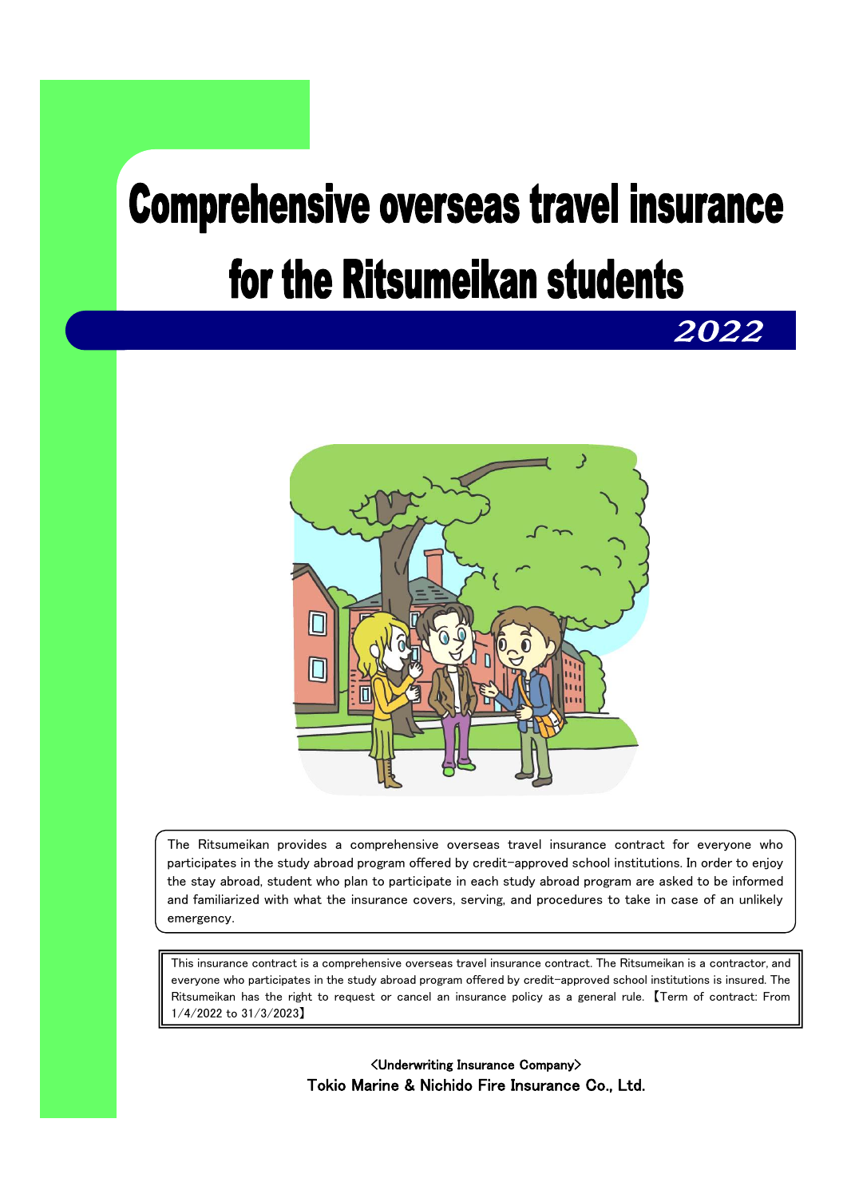# Comprehensive overseas travel insurance for the Ritsumeikan students

## 2022

The Ritsumeikan provides a comprehensive overseas travel insurance contract for everyone who participates in the study abroad program offered by credit-approved school institutions. In order to enjoy the stay abroad, student who plan to participate in each study abroad program are asked to be informed and familiarized with what the insurance covers, serving, and procedures to take in case of an unlikely emergency.

This insurance contract is a comprehensive overseas travel insurance contract. The Ritsumeikan is a contractor, and everyone who participates in the study abroad program offered by credit-approved school institutions is insured. The Ritsumeikan has the right to request or cancel an insurance policy as a general rule. 【Term of contract: From 1/4/2022 to 31/3/2023】

<Underwriting Insurance Company>

Tokio Marine & Nichido Fire Insurance Co., Ltd.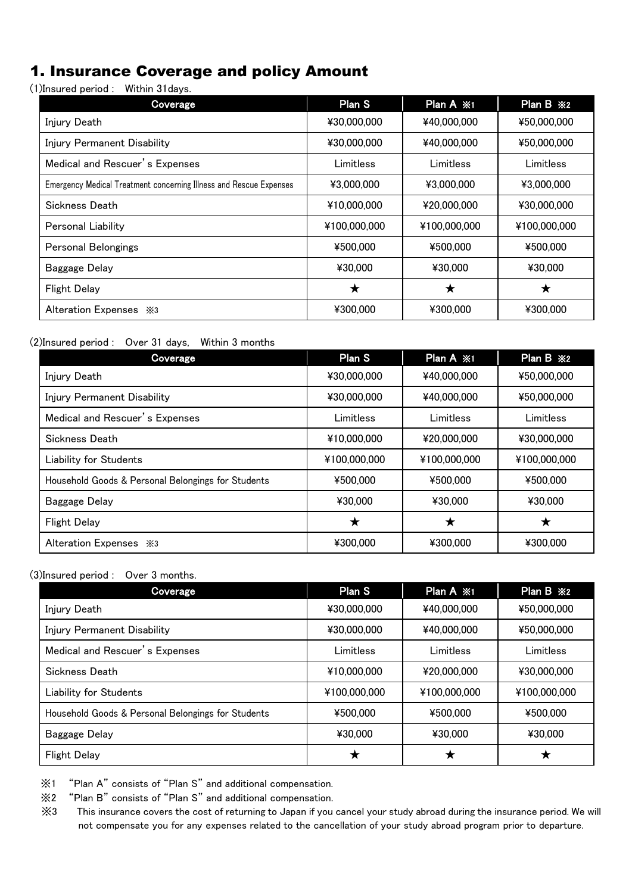# 1. Insurance Coverage and policy Amount

(1)Insured period :　Within 31days.

| Coverage | Plan S | Plan A ※1 | Plan B ※2 |
|---|---|---|---|
| Injury Death | ¥30,000,000 | ¥40,000,000 | ¥50,000,000 |
| Injury Permanent Disability | ¥30,000,000 | ¥40,000,000 | ¥50,000,000 |
| Medical and Rescuer's Expenses | Limitless | Limitless | Limitless |
| Emergency Medical Treatment concerning Illness and Rescue Expenses | ¥3,000,000 | ¥3,000,000 | ¥3,000,000 |
| Sickness Death | ¥10,000,000 | ¥20,000,000 | ¥30,000,000 |
| Personal Liability | ¥100,000,000 | ¥100,000,000 | ¥100,000,000 |
| Personal Belongings | ¥500,000 | ¥500,000 | ¥500,000 |
| Baggage Delay | ¥30,000 | ¥30,000 | ¥30,000 |
| Flight Delay | ★ | ★ | ★ |
| Alteration Expenses ※3 | ¥300,000 | ¥300,000 | ¥300,000 |

(2)Insured period :　Over 31 days,　Within 3 months

| Coverage | Plan S | Plan A ※1 | Plan B ※2 |
|---|---|---|---|
| Injury Death | ¥30,000,000 | ¥40,000,000 | ¥50,000,000 |
| Injury Permanent Disability | ¥30,000,000 | ¥40,000,000 | ¥50,000,000 |
| Medical and Rescuer's Expenses | Limitless | Limitless | Limitless |
| Sickness Death | ¥10,000,000 | ¥20,000,000 | ¥30,000,000 |
| Liability for Students | ¥100,000,000 | ¥100,000,000 | ¥100,000,000 |
| Household Goods & Personal Belongings for Students | ¥500,000 | ¥500,000 | ¥500,000 |
| Baggage Delay | ¥30,000 | ¥30,000 | ¥30,000 |
| Flight Delay | ★ | ★ | ★ |
| Alteration Expenses ※3 | ¥300,000 | ¥300,000 | ¥300,000 |

(3)Insured period :　Over 3 months.

| Coverage | Plan S | Plan A ※1 | Plan B ※2 |
|---|---|---|---|
| Injury Death | ¥30,000,000 | ¥40,000,000 | ¥50,000,000 |
| Injury Permanent Disability | ¥30,000,000 | ¥40,000,000 | ¥50,000,000 |
| Medical and Rescuer's Expenses | Limitless | Limitless | Limitless |
| Sickness Death | ¥10,000,000 | ¥20,000,000 | ¥30,000,000 |
| Liability for Students | ¥100,000,000 | ¥100,000,000 | ¥100,000,000 |
| Household Goods & Personal Belongings for Students | ¥500,000 | ¥500,000 | ¥500,000 |
| Baggage Delay | ¥30,000 | ¥30,000 | ¥30,000 |
| Flight Delay | ★ | ★ | ★ |

※1　"Plan A" consists of "Plan S" and additional compensation.

※2　"Plan B" consists of "Plan S" and additional compensation.

※3　This insurance covers the cost of returning to Japan if you cancel your study abroad during the insurance period. We will not compensate you for any expenses related to the cancellation of your study abroad program prior to departure.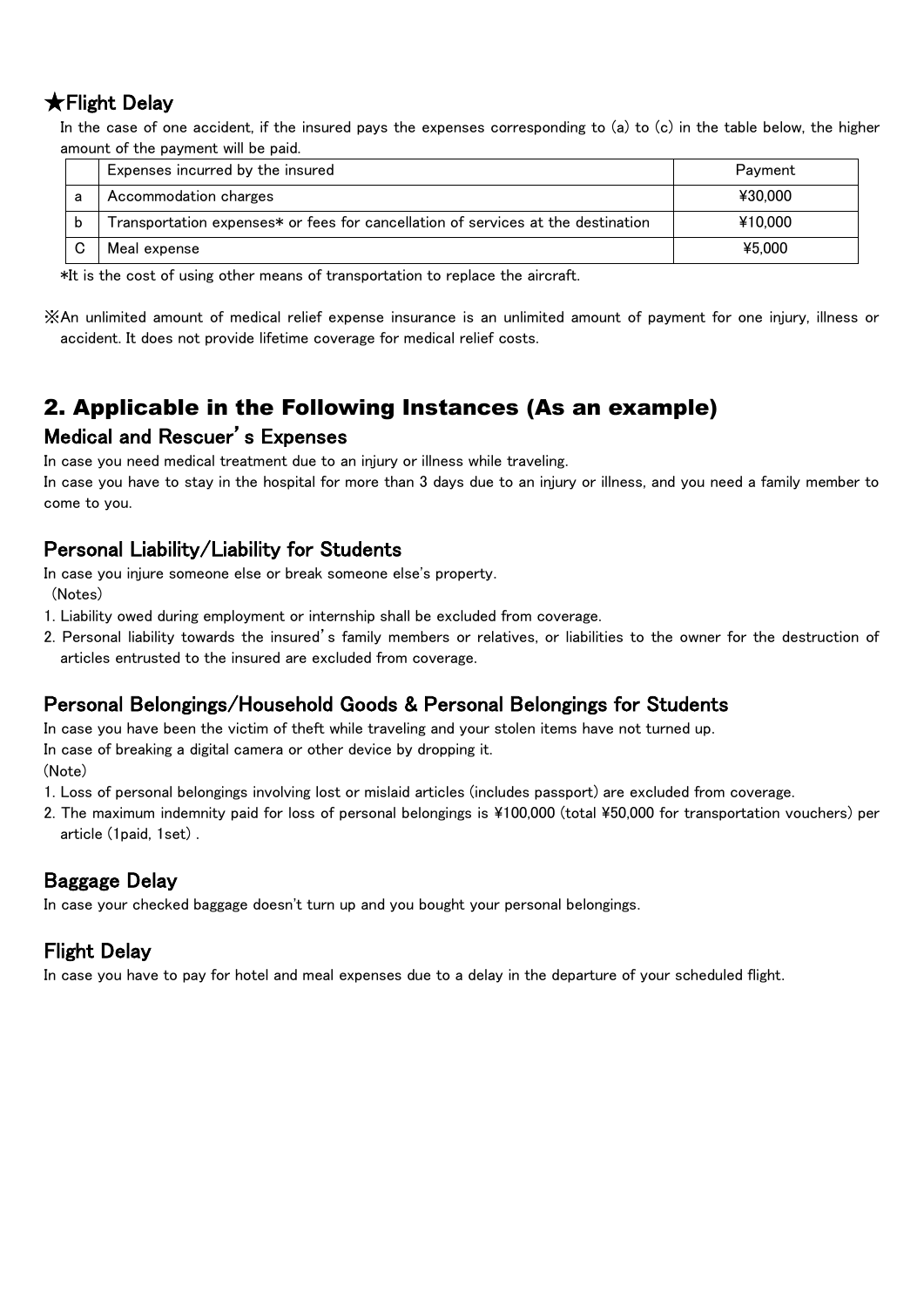### ★Flight Delay

In the case of one accident, if the insured pays the expenses corresponding to (a) to (c) in the table below, the higher amount of the payment will be paid.

| | Expenses incurred by the insured | Payment |
|---|---|---|
| a | Accommodation charges | ¥30,000 |
| b | Transportation expenses* or fees for cancellation of services at the destination | ¥10,000 |
| C | Meal expense | ¥5,000 |

*It is the cost of using other means of transportation to replace the aircraft.

※An unlimited amount of medical relief expense insurance is an unlimited amount of payment for one injury, illness or accident. It does not provide lifetime coverage for medical relief costs.

## 2. Applicable in the Following Instances (As an example)

### Medical and Rescuer's Expenses

In case you need medical treatment due to an injury or illness while traveling.

In case you have to stay in the hospital for more than 3 days due to an injury or illness, and you need a family member to come to you.

### Personal Liability/Liability for Students

In case you injure someone else or break someone else's property.

(Notes)

1. Liability owed during employment or internship shall be excluded from coverage.
2. Personal liability towards the insured's family members or relatives, or liabilities to the owner for the destruction of articles entrusted to the insured are excluded from coverage.

### Personal Belongings/Household Goods & Personal Belongings for Students

In case you have been the victim of theft while traveling and your stolen items have not turned up.

In case of breaking a digital camera or other device by dropping it.

(Note)

1. Loss of personal belongings involving lost or mislaid articles (includes passport) are excluded from coverage.
2. The maximum indemnity paid for loss of personal belongings is ¥100,000 (total ¥50,000 for transportation vouchers) per article (1paid, 1set) .

### Baggage Delay

In case your checked baggage doesn't turn up and you bought your personal belongings.

### Flight Delay

In case you have to pay for hotel and meal expenses due to a delay in the departure of your scheduled flight.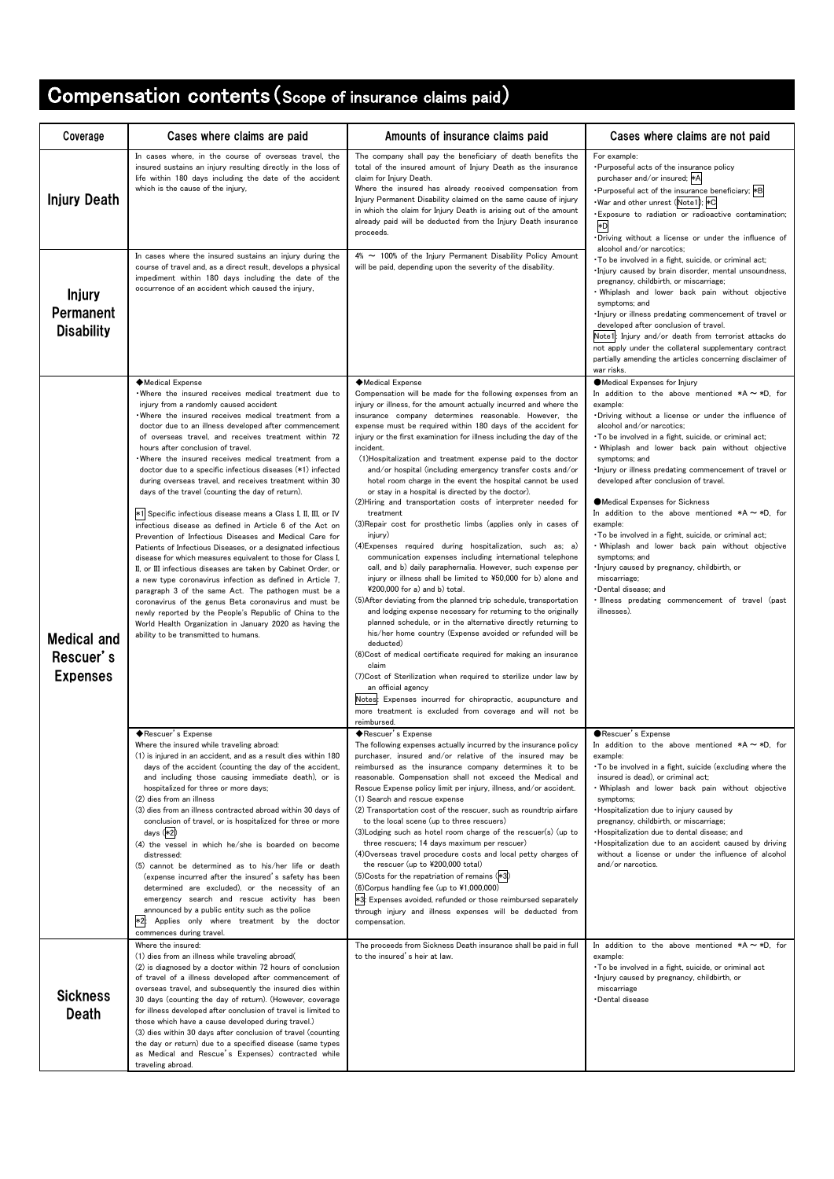# Compensation contents (Scope of insurance claims paid)

| Coverage | Cases where claims are paid | Amounts of insurance claims paid | Cases where claims are not paid |
|---|---|---|---|
| **Injury Death** | In cases where, in the course of overseas travel, the insured sustains an injury resulting directly in the loss of life within 180 days including the date of the accident which is the cause of the injury. | The company shall pay the beneficiary of death benefits the total of the insured amount of Injury Death as the insurance claim for Injury Death.<br>Where the insured has already received compensation from Injury Permanent Disability claimed on the same cause of injury in which the claim for Injury Death is arising out of the amount already paid will be deducted from the Injury Death insurance proceeds. | For example:<br>・Purposeful acts of the insurance policy purchaser and/or insured; *A<br>・Purposeful act of the insurance beneficiary; *B<br>・War and other unrest (Note1); *C<br>・Exposure to radiation or radioactive contamination; *D<br>・Driving without a license or under the influence of alcohol and/or narcotics;<br>・To be involved in a fight, suicide, or criminal act;<br>・Injury caused by brain disorder, mental unsoundness, pregnancy, childbirth, or miscarriage;<br>・Whiplash and lower back pain without objective symptoms; and<br>・Injury or illness predating commencement of travel or developed after conclusion of travel.<br>Note1: Injury and/or death from terrorist attacks do not apply under the collateral supplementary contract partially amending the articles concerning disclaimer of war risks. |
| **Injury Permanent Disability** | In cases where the insured sustains an injury during the course of travel and, as a direct result, develops a physical impediment within 180 days including the date of the occurrence of an accident which caused the injury. | 4% ～ 100% of the Injury Permanent Disability Policy Amount will be paid, depending upon the severity of the disability. | (same as above) |
| **Medical and Rescuer's Expenses** | ◆Medical Expense<br>・Where the insured receives medical treatment due to injury from a randomly caused accident<br>・Where the insured receives medical treatment from a doctor due to an illness developed after commencement of overseas travel, and receives treatment within 72 hours after conclusion of travel.<br>・Where the insured receives medical treatment from a doctor due to a specific infectious diseases (*1) infected during overseas travel, and receives treatment within 30 days of the travel (counting the day of return).<br><br>*1: Specific infectious disease means a Class I, II, III, or IV infectious disease as defined in Article 6 of the Act on Prevention of Infectious Diseases and Medical Care for Patients of Infectious Diseases, or a designated infectious disease for which measures equivalent to those for Class I, II, or III infectious diseases are taken by Cabinet Order, or a new type coronavirus infection as defined in Article 7, paragraph 3 of the same Act. The pathogen must be a coronavirus of the genus Beta coronavirus and must be newly reported by the People's Republic of China to the World Health Organization in January 2020 as having the ability to be transmitted to humans. | ◆Medical Expense<br>Compensation will be made for the following expenses from an injury or illness, for the amount actually incurred and where the insurance company determines reasonable. However, the expense must be required within 180 days of the accident for injury or the first examination for illness including the day of the incident.<br>(1)Hospitalization and treatment expense paid to the doctor and/or hospital (including emergency transfer costs and/or hotel room charge in the event the hospital cannot be used or stay in a hospital is directed by the doctor).<br>(2)Hiring and transportation costs of interpreter needed for treatment<br>(3)Repair cost for prosthetic limbs (applies only in cases of injury)<br>(4)Expenses required during hospitalization, such as; a) communication expenses including international telephone call, and b) daily paraphernalia. However, such expense per injury or illness shall be limited to ¥50,000 for b) alone and ¥200,000 for a) and b) total.<br>(5)After deviating from the planned trip schedule, transportation and lodging expense necessary for returning to the originally planned schedule, or in the alternative directly returning to his/her home country (Expense avoided or refunded will be deducted)<br>(6)Cost of medical certificate required for making an insurance claim<br>(7)Cost of Sterilization when required to sterilize under law by an official agency<br>Notes: Expenses incurred for chiropractic, acupuncture and more treatment is excluded from coverage and will not be reimbursed. | ●Medical Expenses for Injury<br>In addition to the above mentioned *A ～ *D, for example:<br>・Driving without a license or under the influence of alcohol and/or narcotics;<br>・To be involved in a fight, suicide, or criminal act;<br>・Whiplash and lower back pain without objective symptoms; and<br>・Injury or illness predating commencement of travel or developed after conclusion of travel.<br><br>●Medical Expenses for Sickness<br>In addition to the above mentioned *A ～ *D, for example:<br>・To be involved in a fight, suicide, or criminal act;<br>・Whiplash and lower back pain without objective symptoms; and<br>・Injury caused by pregnancy, childbirth, or miscarriage;<br>・Dental disease; and<br>・Illness predating commencement of travel (past illnesses). |
| | ◆Rescuer's Expense<br>Where the insured while traveling abroad:<br>(1) is injured in an accident, and as a result dies within 180 days of the accident (counting the day of the accident, and including those causing immediate death), or is hospitalized for three or more days;<br>(2) dies from an illness<br>(3) dies from an illness contracted abroad within 30 days of conclusion of travel, or is hospitalized for three or more days (*2)<br>(4) the vessel in which he/she is boarded on become distressed:<br>(5) cannot be determined as to his/her life or death (expense incurred after the insured's safety has been determined are excluded), or the necessity of an emergency search and rescue activity has been announced by a public entity such as the police<br>*2: Applies only where treatment by the doctor commences during travel. | ◆Rescuer's Expense<br>The following expenses actually incurred by the insurance policy purchaser, insured and/or relative of the insured may be reimbursed as the insurance company determines it to be reasonable. Compensation shall not exceed the Medical and Rescue Expense policy limit per injury, illness, and/or accident.<br>(1) Search and rescue expense<br>(2) Transportation cost of the rescuer, such as roundtrip airfare to the local scene (up to three rescuers)<br>(3)Lodging such as hotel room charge of the rescuer(s) (up to three rescuers; 14 days maximum per rescuer)<br>(4)Overseas travel procedure costs and local petty charges of the rescuer (up to ¥200,000 total)<br>(5)Costs for the repatriation of remains (*3)<br>(6)Corpus handling fee (up to ¥1,000,000)<br>*3: Expenses avoided, refunded or those reimbursed separately through injury and illness expenses will be deducted from compensation. | ●Rescuer's Expense<br>In addition to the above mentioned *A ～ *D, for example:<br>・To be involved in a fight, suicide (excluding where the insured is dead), or criminal act;<br>・Whiplash and lower back pain without objective symptoms;<br>・Hospitalization due to injury caused by pregnancy, childbirth, or miscarriage;<br>・Hospitalization due to dental disease; and<br>・Hospitalization due to an accident caused by driving without a license or under the influence of alcohol and/or narcotics. |
| **Sickness Death** | Where the insured:<br>(1) dies from an illness while traveling abroad(<br>(2) is diagnosed by a doctor within 72 hours of conclusion of travel of a illness developed after commencement of overseas travel, and subsequently the insured dies within 30 days (counting the day of return). (However, coverage for illness developed after conclusion of travel is limited to those which have a cause developed during travel.)<br>(3) dies within 30 days after conclusion of travel (counting the day or return) due to a specified disease (same types as Medical and Rescuer's Expenses) contracted while traveling abroad. | The proceeds from Sickness Death insurance shall be paid in full to the insured's heir at law. | In addition to the above mentioned *A ～ *D, for example:<br>・To be involved in a fight, suicide, or criminal act<br>・Injury caused by pregnancy, childbirth, or miscarriage<br>・Dental disease |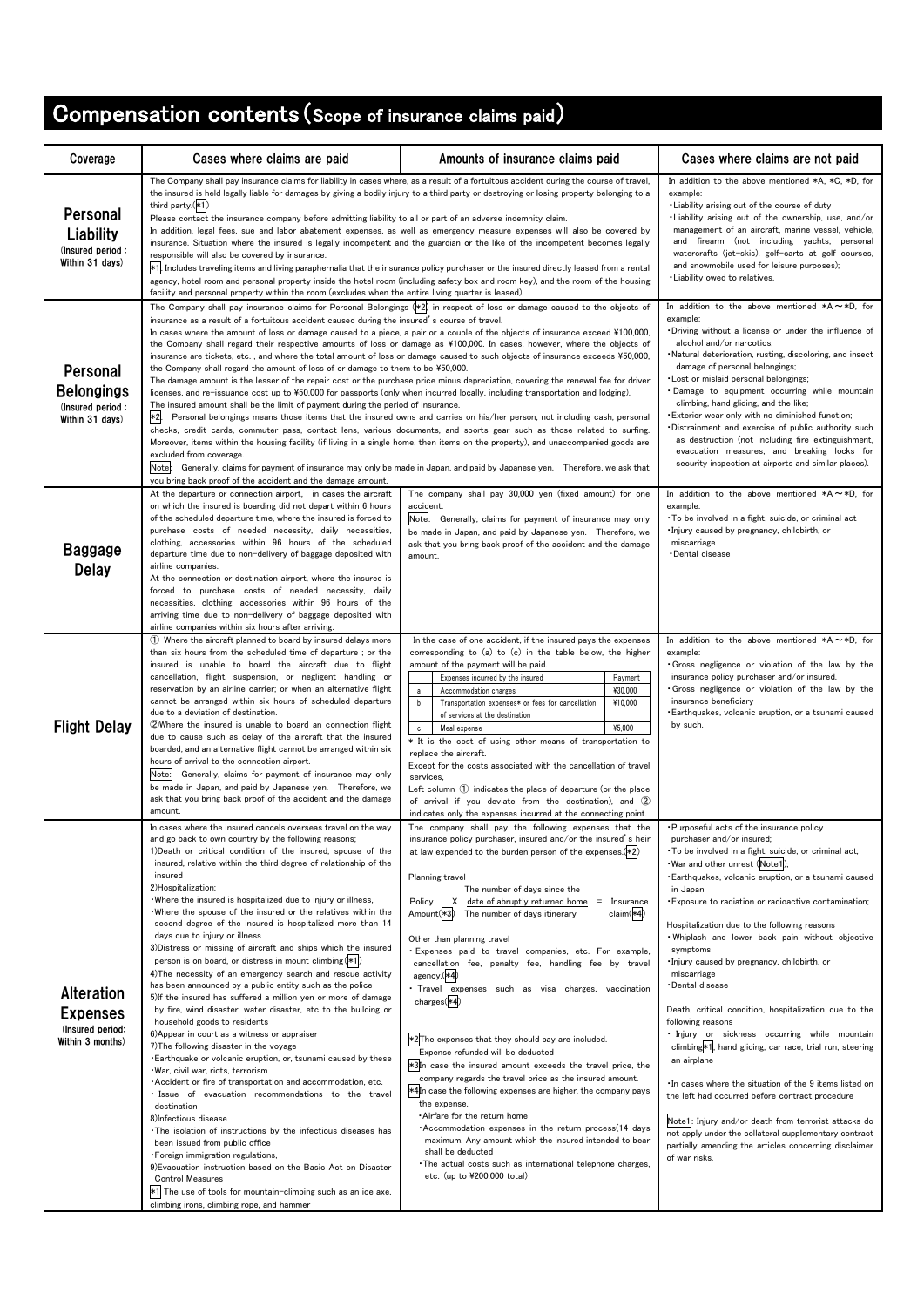# Compensation contents (Scope of insurance claims paid)

| Coverage | Cases where claims are paid | Amounts of insurance claims paid | Cases where claims are not paid |
|---|---|---|---|
| **Personal Liability** (Insured period : Within 31 days) | The Company shall pay insurance claims for liability in cases where, as a result of a fortuitous accident during the course of travel, the insured is held legally liable for damages by giving a bodily injury to a third party or destroying or losing property belonging to a third party.(*1)<br>Please contact the insurance company before admitting liability to all or part of an adverse indemnity claim.<br>In addition, legal fees, sue and labor abatement expenses, as well as emergency measure expenses will also be covered by insurance. Situation where the insured is legally incompetent and the guardian or the like of the incompetent becomes legally responsible will also be covered by insurance.<br>*1: Includes traveling items and living paraphernalia that the insurance policy purchaser or the insured directly leased from a rental agency, hotel room and personal property inside the hotel room (including safety box and room key), and the room of the housing facility and personal property within the room (excludes when the entire living quarter is leased). | | In addition to the above mentioned *A, *C, *D, for example:<br>・Liability arising out of the course of duty<br>・Liability arising out of the ownership, use, and/or management of an aircraft, marine vessel, vehicle, and firearm (not including yachts, personal watercrafts (jet-skis), golf-carts at golf courses, and snowmobile used for leisure purposes);<br>・Liability owed to relatives. |
| **Personal Belongings** (Insured period : Within 31 days) | The Company shall pay insurance claims for Personal Belongings (*2) in respect of loss or damage caused to the objects of insurance as a result of a fortuitous accident caused during the insured's course of travel.<br>In cases where the amount of loss or damage caused to a piece, a pair or a couple of the objects of insurance exceed ¥100,000, the Company shall regard their respective amounts of loss or damage as ¥100,000. In cases, however, where the objects of insurance are tickets, etc. , and where the total amount of loss or damage caused to such objects of insurance exceeds ¥50,000, the Company shall regard the amount of loss of or damage to them to be ¥50,000.<br>The damage amount is the lesser of the repair cost or the purchase price minus depreciation, covering the renewal fee for driver licenses, and re-issuance cost up to ¥50,000 for passports (only when incurred locally, including transportation and lodging).<br>The insured amount shall be the limit of payment during the period of insurance.<br>*2: Personal belongings means those items that the insured owns and carries on his/her person, not including cash, personal checks, credit cards, commuter pass, contact lens, various documents, and sports gear such as those related to surfing. Moreover, items within the housing facility (if living in a single home, then items on the property), and unaccompanied goods are excluded from coverage.<br>Note: Generally, claims for payment of insurance may only be made in Japan, and paid by Japanese yen. Therefore, we ask that you bring back proof of the accident and the damage amount. | | In addition to the above mentioned *A～*D, for example:<br>・Driving without a license or under the influence of alcohol and/or narcotics;<br>・Natural deterioration, rusting, discoloring, and insect damage of personal belongings;<br>・Lost or mislaid personal belongings;<br>・Damage to equipment occurring while mountain climbing, hand gliding, and the like;<br>・Exterior wear only with no diminished function;<br>・Distrainment and exercise of public authority such as destruction (not including fire extinguishment, evacuation measures, and breaking locks for security inspection at airports and similar places). |
| **Baggage Delay** | At the departure or connection airport, in cases the aircraft on which the insured is boarding did not depart within 6 hours of the scheduled departure time, where the insured is forced to purchase costs of needed necessity, daily necessities, clothing, accessories within 96 hours of the scheduled departure time due to non-delivery of baggage deposited with airline companies.<br>At the connection or destination airport, where the insured is forced to purchase costs of needed necessity, daily necessities, clothing, accessories within 96 hours of the arriving time due to non-delivery of baggage deposited with airline companies within six hours after arriving. | The company shall pay 30,000 yen (fixed amount) for one accident.<br>Note: Generally, claims for payment of insurance may only be made in Japan, and paid by Japanese yen. Therefore, we ask that you bring back proof of the accident and the damage amount. | In addition to the above mentioned *A～*D, for example:<br>・To be involved in a fight, suicide, or criminal act<br>・Injury caused by pregnancy, childbirth, or miscarriage<br>・Dental disease |
| **Flight Delay** | ① Where the aircraft planned to board by insured delays more than six hours from the scheduled time of departure ; or the insured is unable to board the aircraft due to flight cancellation, flight suspension, or negligent handling or reservation by an airline carrier; or when an alternative flight cannot be arranged within six hours of scheduled departure due to a deviation of destination.<br>②Where the insured is unable to board an connection flight due to cause such as delay of the aircraft that the insured boarded, and an alternative flight cannot be arranged within six hours of arrival to the connection airport.<br>Note: Generally, claims for payment of insurance may only be made in Japan, and paid by Japanese yen. Therefore, we ask that you bring back proof of the accident and the damage amount. | In the case of one accident, if the insured pays the expenses corresponding to (a) to (c) in the table below, the higher amount of the payment will be paid.<br>a. Accommodation charges — ¥30,000<br>b. Transportation expenses* or fees for cancellation of services at the destination — ¥10,000<br>c. Meal expense — ¥5,000<br>* It is the cost of using other means of transportation to replace the aircraft.<br>Except for the costs associated with the cancellation of travel services,<br>Left column ① indicates the place of departure (or the place of arrival if you deviate from the destination), and ② indicates only the expenses incurred at the connecting point. | In addition to the above mentioned *A～*D, for example:<br>・Gross negligence or violation of the law by the insurance policy purchaser and/or insured.<br>・Gross negligence or violation of the law by the insurance beneficiary<br>・Earthquakes, volcanic eruption, or a tsunami caused by such. |
| **Alteration Expenses** (Insured period: Within 3 months) | In cases where the insured cancels overseas travel on the way and go back to own country by the following reasons;<br>1)Death or critical condition of the insured, spouse of the insured, relative within the third degree of relationship of the insured<br>2)Hospitalization;<br>・Where the insured is hospitalized due to injury or illness,<br>・Where the spouse of the insured or the relatives within the second degree of the insured is hospitalized more than 14 days due to injury or illness<br>3)Distress or missing of aircraft and ships which the insured person is on board, or distress in mount climbing(*1)<br>4)The necessity of an emergency search and rescue activity has been announced by a public entity such as the police<br>5)If the insured has suffered a million yen or more of damage by fire, wind disaster, water disaster, etc to the building or household goods to residents<br>6)Appear in court as a witness or appraiser<br>7)The following disaster in the voyage<br>・Earthquake or volcanic eruption, or, tsunami caused by these<br>・War, civil war, riots, terrorism<br>・Accident or fire of transportation and accommodation, etc.<br>・ Issue of evacuation recommendations to the travel destination<br>8)Infectious disease<br>・The isolation of instructions by the infectious diseases has been issued from public office<br>・Foreign immigration regulations,<br>9)Evacuation instruction based on the Basic Act on Disaster Control Measures<br>*1 The use of tools for mountain-climbing such as an ice axe, climbing irons, climbing rope, and hammer | The company shall pay the following expenses that the insurance policy purchaser, insured and/or the insured's heir at law expended to the burden person of the expenses.(*2)<br>Planning travel<br>Policy Amount(*3) X (The number of days since the date of abruptly returned home / The number of days itinerary) = Insurance claim(*4)<br>Other than planning travel<br>・Expenses paid to travel companies, etc. For example, cancellation fee, penalty fee, handling fee by travel agency.(*4)<br>・Travel expenses such as visa charges, vaccination charges(*4)<br>*2 The expenses that they should pay are included. Expense refunded will be deducted<br>*3 In case the insured amount exceeds the travel price, the company regards the travel price as the insured amount.<br>*4 In case the following expenses are higher, the company pays the expense.<br>・Airfare for the return home<br>・Accommodation expenses in the return process(14 days maximum. Any amount which the insured intended to bear shall be deducted<br>・The actual costs such as international telephone charges, etc. (up to ¥200,000 total) | ・Purposeful acts of the insurance policy purchaser and/or insured;<br>・To be involved in a fight, suicide, or criminal act;<br>・War and other unrest (Note1);<br>・Earthquakes, volcanic eruption, or a tsunami caused in Japan<br>・Exposure to radiation or radioactive contamination;<br>Hospitalization due to the following reasons<br>・Whiplash and lower back pain without objective symptoms<br>・Injury caused by pregnancy, childbirth, or miscarriage<br>・Dental disease<br>Death, critical condition, hospitalization due to the following reasons<br>・ Injury or sickness occurring while mountain climbing*1, hand gliding, car race, trial run, steering an airplane<br>・In cases where the situation of the 9 items listed on the left had occurred before contract procedure<br>Note1: Injury and/or death from terrorist attacks do not apply under the collateral supplementary contract partially amending the articles concerning disclaimer of war risks. |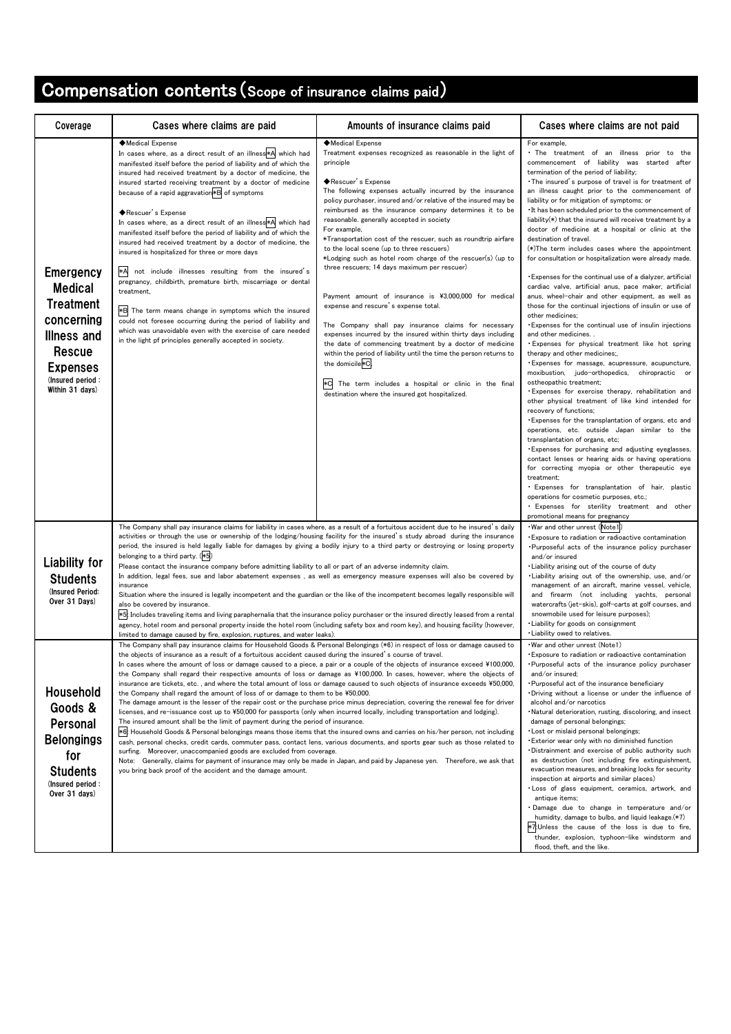# Compensation contents (Scope of insurance claims paid)

| Coverage | Cases where claims are paid | Amounts of insurance claims paid | Cases where claims are not paid |
|---|---|---|---|
| **Emergency Medical Treatment concerning Illness and Rescue Expenses** (Insured period : Within 31 days) | ◆Medical Expense<br>In cases where, as a direct result of an illness*A which had manifested itself before the period of liability and of which the insured had received treatment by a doctor of medicine, the insured started receiving treatment by a doctor of medicine because of a rapid aggravation*B of symptoms<br><br>◆Rescuer's Expense<br>In cases where, as a direct result of an illness*A which had manifested itself before the period of liability and of which the insured had received treatment by a doctor of medicine, the insured is hospitalized for three or more days<br><br>*A not include illnesses resulting from the insured's pregnancy, childbirth, premature birth, miscarriage or dental treatment.<br><br>*B The term means change in symptoms which the insured could not foresee occurring during the period of liability and which was unavoidable even with the exercise of care needed in the light pf principles generally accepted in society. | ◆Medical Expense<br>Treatment expenses recognized as reasonable in the light of principle<br><br>◆Rescuer's Expense<br>The following expenses actually incurred by the insurance policy purchaser, insured and/or relative of the insured may be reimbursed as the insurance company determines it to be reasonable. generally accepted in society<br>For example,<br>*Transportation cost of the rescuer, such as roundtrip airfare to the local scene (up to three rescuers)<br>*Lodging such as hotel room charge of the rescuer(s) (up to three rescuers; 14 days maximum per rescuer)<br><br>Payment amount of insurance is ¥3,000,000 for medical expense and rescue's expense total.<br><br>The Company shall pay insurance claims for necessary expenses incurred by the insured within thirty days including the date of commencing treatment by a doctor of medicine within the period of liability until the time the person returns to the domicile*C.<br><br>*C The term includes a hospital or clinic in the final destination where the insured got hospitalized. | For example,<br>・The treatment of an illness prior to the commencement of liability was started after termination of the period of liability;<br>・The insured's purpose of travel is for treatment of an illness caught prior to the commencement of liability or for mitigation of symptoms; or<br>・It has been scheduled prior to the commencement of liability(*) that the insured will receive treatment by a doctor of medicine at a hospital or clinic at the destination of travel.<br>(*)The term includes cases where the appointment for consultation or hospitalization were already made.<br><br>・Expenses for the continual use of a dialyzer, artificial cardiac valve, artificial anus, pace maker, artificial anus, wheel-chair and other equipment, as well as those for the continual injections of insulin or use of other medicines;<br>・Expenses for the continual use of insulin injections and other medicines. .<br>・Expenses for physical treatment like hot spring therapy and other medicines;.<br>・Expenses for massage, acupressure, acupuncture, moxibustion, judo-orthopedics, chiropractic or osteopathic treatment;<br>・Expenses for exercise therapy, rehabilitation and other physical treatment of like kind intended for recovery of functions;<br>・Expenses for the transplantation of organs, etc and operations, etc. outside Japan similar to the transplantation of organs, etc;<br>・Expenses for purchasing and adjusting eyeglasses, contact lenses or hearing aids or having operations for correcting myopia or other therapeutic eye treatment;<br>・Expenses for transplantation of hair, plastic operations for cosmetic purposes, etc.;<br>・Expenses for sterility treatment and other promotional means for pregnancy |
| **Liability for Students** (Insured Period: Over 31 Days) | The Company shall pay insurance claims for liability in cases where, as a result of a fortuitous accident due to he insured's daily activities or through the use or ownership of the lodging/housing facility for the insured's study abroad during the insurance period, the insured is held legally liable for damages by giving a bodily injury to a third party or destroying or losing property belonging to a third party. (*5)<br>Please contact the insurance company before admitting liability to all or part of an adverse indemnity claim.<br>In addition, legal fees, sue and labor abatement expenses , as well as emergency measure expenses will also be covered by insurance<br>Situation where the insured is legally incompetent and the guardian or the like of the incompetent becomes legally responsible will also be covered by insurance.<br>*5: Includes traveling items and living paraphernalia that the insurance policy purchaser or the insured directly leased from a rental agency, hotel room and personal property inside the hotel room (including safety box and room key), and housing facility (however, limited to damage caused by fire, explosion, ruptures, and water leaks). | | ・War and other unrest (Note1)<br>・Exposure to radiation or radioactive contamination<br>・Purposeful acts of the insurance policy purchaser and/or insured<br>・Liability arising out of the course of duty<br>・Liability arising out of the ownership, use, and/or management of an aircraft, marine vessel, vehicle, and firearm (not including yachts, personal watercrafts (jet-skis), golf-carts at golf courses, and snowmobile used for leisure purposes);<br>・Liability for goods on consignment<br>・Liability owed to relatives. |
| **Household Goods & Personal Belongings for Students** (Insured period : Over 31 days) | The Company shall pay insurance claims for Household Goods & Personal Belongings (*6) in respect of loss or damage caused to the objects of insurance as a result of a fortuitous accident caused during the insured's course of travel.<br>In cases where the amount of loss or damage caused to a piece, a pair or a couple of the objects of insurance exceed ¥100,000, the Company shall regard their respective amounts of loss or damage as ¥100,000. In cases, however, where the objects of insurance are tickets, etc. , and where the total amount of loss or damage caused to such objects of insurance exceeds ¥50,000, the Company shall regard the amount of loss of or damage to them to be ¥50,000.<br>The damage amount is the lesser of the repair cost or the purchase price minus depreciation, covering the renewal fee for driver licenses, and re-issuance cost up to ¥50,000 for passports (only when incurred locally, including transportation and lodging).<br>The insured amount shall be the limit of payment during the period of insurance.<br>*6: Household Goods & Personal belongings means those items that the insured owns and carries on his/her person, not including cash, personal checks, credit cards, commuter pass, contact lens, various documents, and sports gear such as those related to surfing. Moreover, unaccompanied goods are excluded from coverage.<br>Note: Generally, claims for payment of insurance may only be made in Japan, and paid by Japanese yen. Therefore, we ask that you bring back proof of the accident and the damage amount. | | ・War and other unrest (Note1)<br>・Exposure to radiation or radioactive contamination<br>・Purposeful acts of the insurance policy purchaser and/or insured;<br>・Purposeful act of the insurance beneficiary<br>・Driving without a license or under the influence of alcohol and/or narcotics<br>・Natural deterioration, rusting, discoloring, and insect damage of personal belongings;<br>・Lost or mislaid personal belongings;<br>・Exterior wear only with no diminished function<br>・Distrainment and exercise of public authority such as destruction (not including fire extinguishment, evacuation measures, and breaking locks for security inspection at airports and similar places)<br>・Loss of glass equipment, ceramics, artwork, and antique items;<br>・Damage due to change in temperature and/or humidity, damage to bulbs, and liquid leakage.(*7)<br>*7:Unless the cause of the loss is due to fire, thunder, explosion, typhoon-like windstorm and flood, theft, and the like. |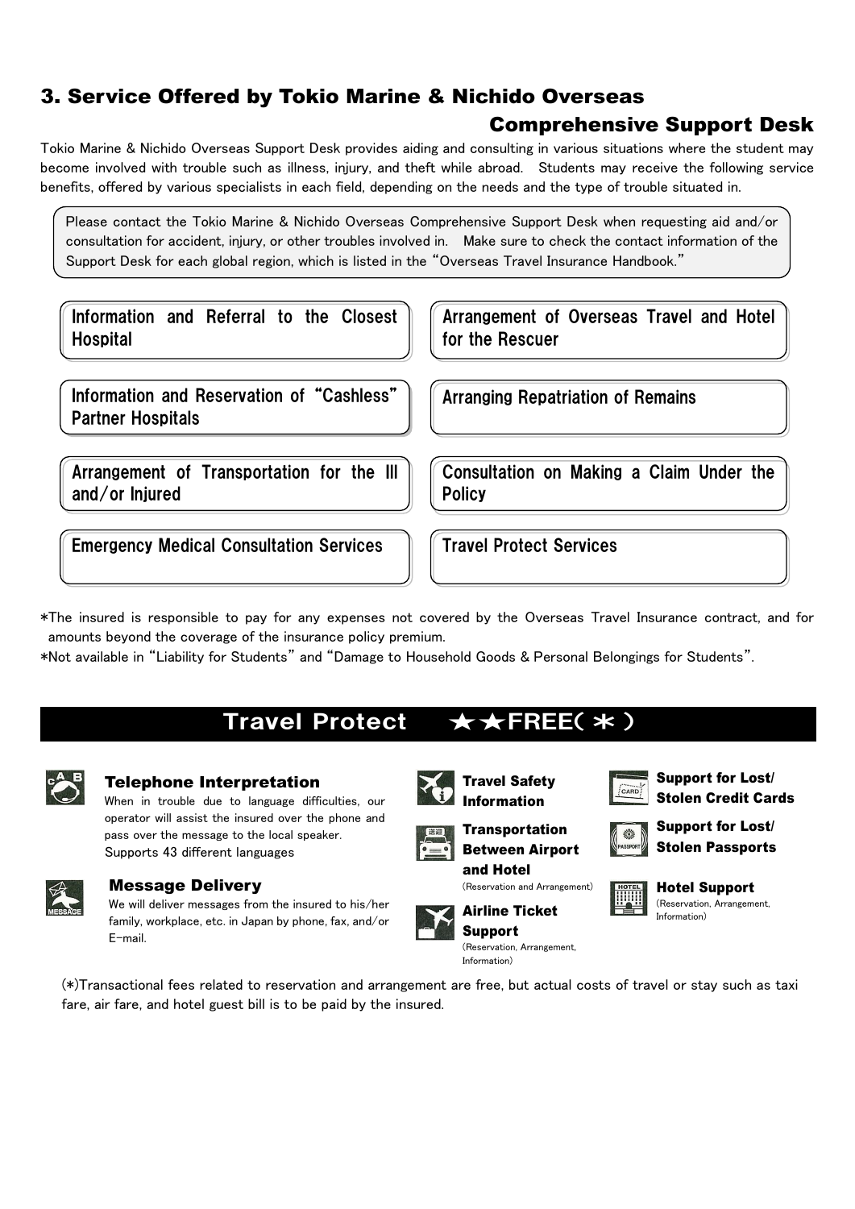## 3. Service Offered by Tokio Marine & Nichido Overseas Comprehensive Support Desk

Tokio Marine & Nichido Overseas Support Desk provides aiding and consulting in various situations where the student may become involved with trouble such as illness, injury, and theft while abroad. Students may receive the following service benefits, offered by various specialists in each field, depending on the needs and the type of trouble situated in.

> Please contact the Tokio Marine & Nichido Overseas Comprehensive Support Desk when requesting aid and/or consultation for accident, injury, or other troubles involved in. Make sure to check the contact information of the Support Desk for each global region, which is listed in the "Overseas Travel Insurance Handbook."

- Information and Referral to the Closest Hospital
- Information and Reservation of "Cashless" Partner Hospitals
- Arrangement of Transportation for the Ill and/or Injured
- Emergency Medical Consultation Services
- Arrangement of Overseas Travel and Hotel for the Rescuer
- Arranging Repatriation of Remains
- Consultation on Making a Claim Under the Policy
- Travel Protect Services

*The insured is responsible to pay for any expenses not covered by the Overseas Travel Insurance contract, and for amounts beyond the coverage of the insurance policy premium.

*Not available in "Liability for Students" and "Damage to Household Goods & Personal Belongings for Students".

## Travel Protect ★★FREE(*)

**Telephone Interpretation**
When in trouble due to language difficulties, our operator will assist the insured over the phone and pass over the message to the local speaker.
Supports 43 different languages

**Message Delivery**
We will deliver messages from the insured to his/her family, workplace, etc. in Japan by phone, fax, and/or E-mail.

**Travel Safety Information**

**Transportation Between Airport and Hotel**
(Reservation and Arrangement)

**Airline Ticket Support**
(Reservation, Arrangement, Information)

**Support for Lost/ Stolen Credit Cards**

**Support for Lost/ Stolen Passports**

**Hotel Support**
(Reservation, Arrangement, Information)

(*)Transactional fees related to reservation and arrangement are free, but actual costs of travel or stay such as taxi fare, air fare, and hotel guest bill is to be paid by the insured.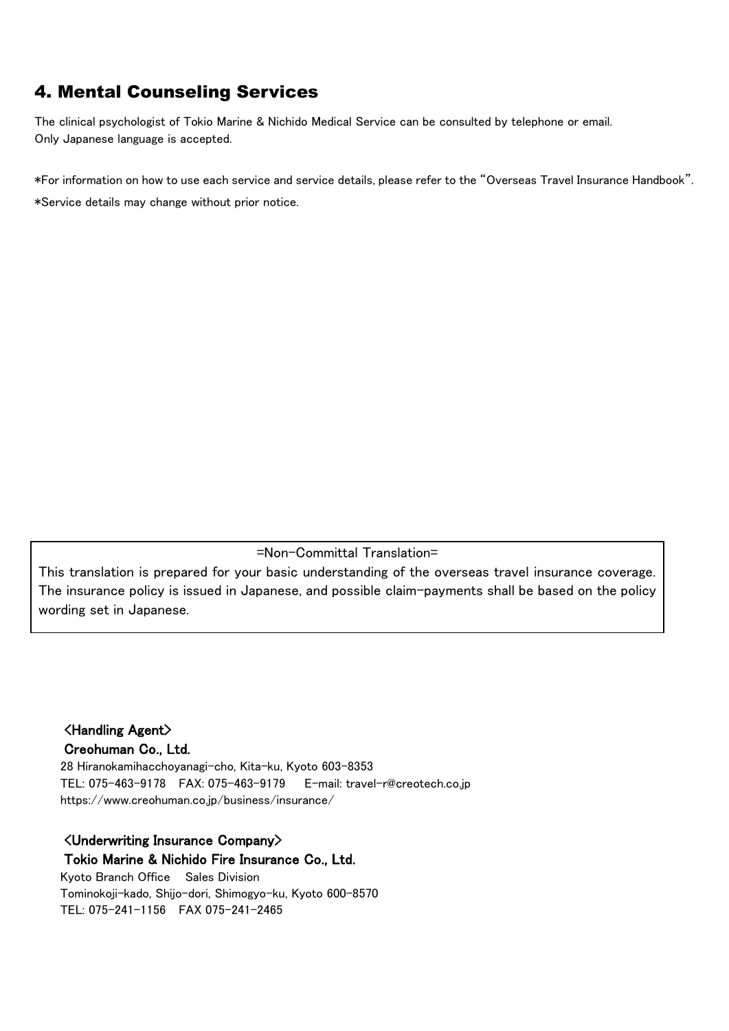## 4. Mental Counseling Services

The clinical psychologist of Tokio Marine & Nichido Medical Service can be consulted by telephone or email.
Only Japanese language is accepted.

*For information on how to use each service and service details, please refer to the "Overseas Travel Insurance Handbook".
*Service details may change without prior notice.

=Non-Committal Translation=

This translation is prepared for your basic understanding of the overseas travel insurance coverage. The insurance policy is issued in Japanese, and possible claim-payments shall be based on the policy wording set in Japanese.

<Handling Agent>
Creohuman Co., Ltd.
28 Hiranokamihacchoyanagi-cho, Kita-ku, Kyoto 603-8353
TEL: 075-463-9178　FAX: 075-463-9179　E-mail: travel-r@creotech.co.jp
https://www.creohuman.co.jp/business/insurance/

<Underwriting Insurance Company>
Tokio Marine & Nichido Fire Insurance Co., Ltd.
Kyoto Branch Office　Sales Division
Tominokoji-kado, Shijo-dori, Shimogyo-ku, Kyoto 600-8570
TEL: 075-241-1156　FAX 075-241-2465